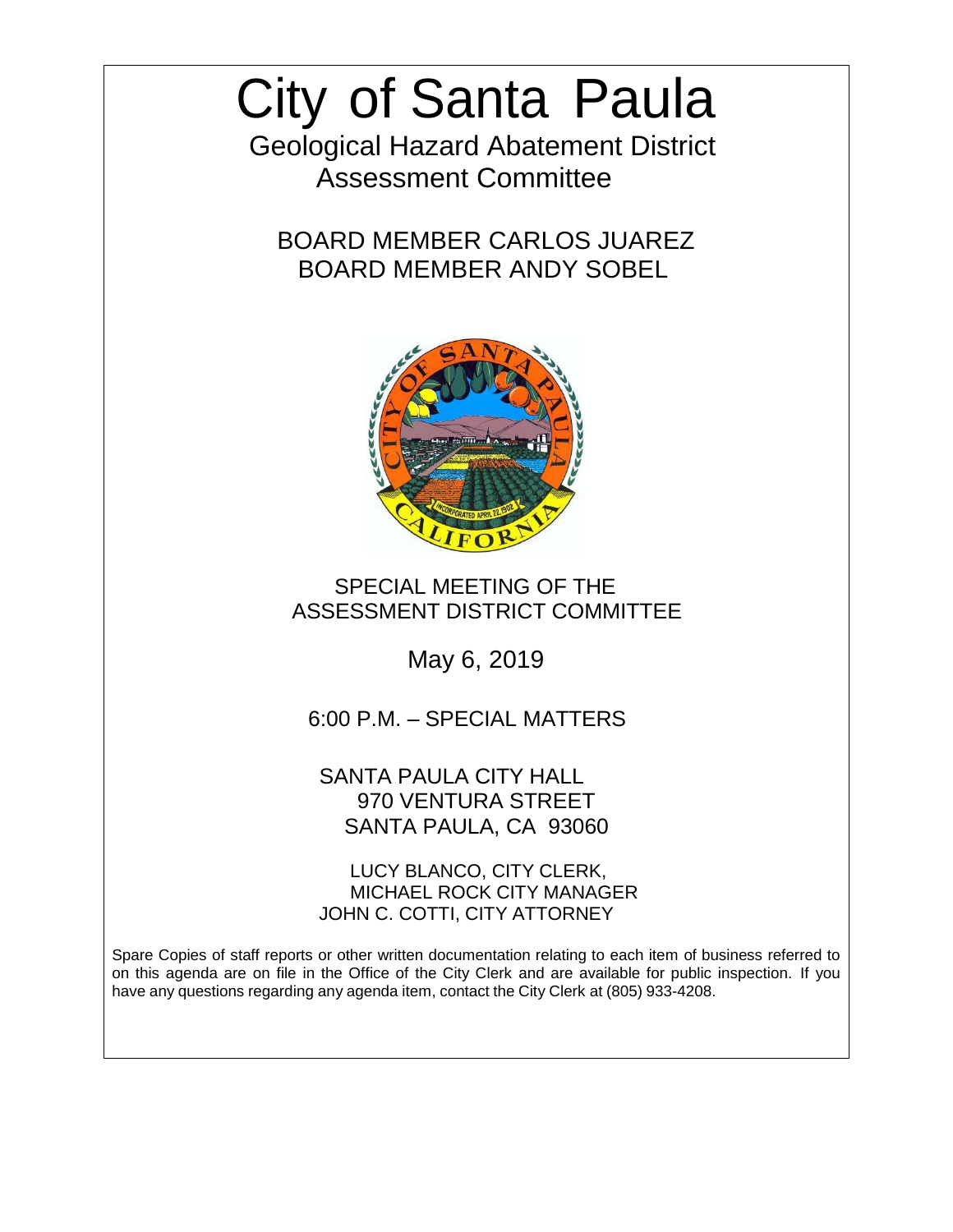# City of Santa Paula

## Geological Hazard Abatement District Assessment Committee

BOARD MEMBER CARLOS JUAREZ
BOARD MEMBER ANDY SOBEL

SPECIAL MEETING OF THE
ASSESSMENT DISTRICT COMMITTEE

May 6, 2019

6:00 P.M. – SPECIAL MATTERS

SANTA PAULA CITY HALL
970 VENTURA STREET
SANTA PAULA, CA 93060

LUCY BLANCO, CITY CLERK,
MICHAEL ROCK CITY MANAGER
JOHN C. COTTI, CITY ATTORNEY

Spare Copies of staff reports or other written documentation relating to each item of business referred to on this agenda are on file in the Office of the City Clerk and are available for public inspection. If you have any questions regarding any agenda item, contact the City Clerk at (805) 933-4208.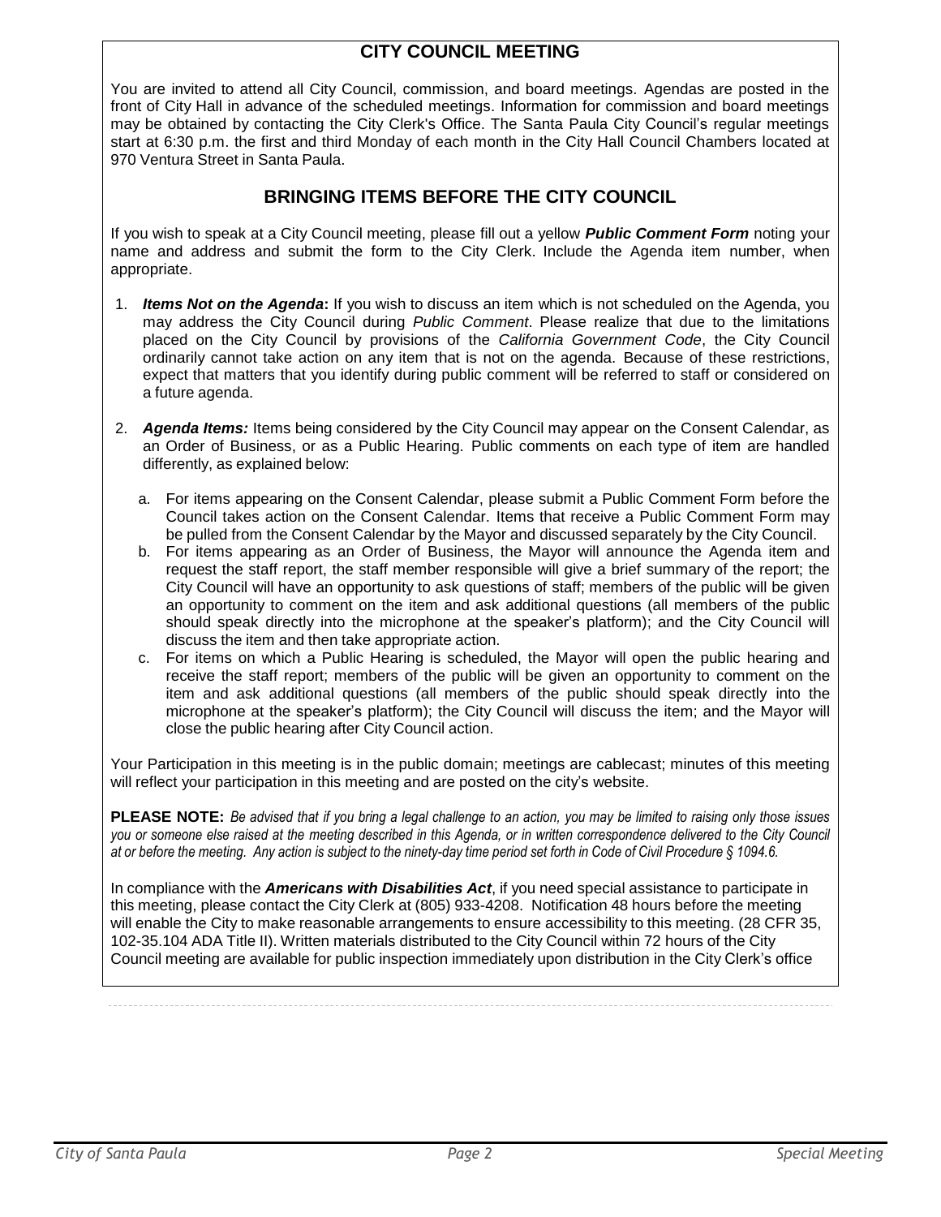## CITY COUNCIL MEETING

You are invited to attend all City Council, commission, and board meetings. Agendas are posted in the front of City Hall in advance of the scheduled meetings. Information for commission and board meetings may be obtained by contacting the City Clerk's Office. The Santa Paula City Council's regular meetings start at 6:30 p.m. the first and third Monday of each month in the City Hall Council Chambers located at 970 Ventura Street in Santa Paula.

## BRINGING ITEMS BEFORE THE CITY COUNCIL

If you wish to speak at a City Council meeting, please fill out a yellow ***Public Comment Form*** noting your name and address and submit the form to the City Clerk. Include the Agenda item number, when appropriate.

1. ***Items Not on the Agenda*:** If you wish to discuss an item which is not scheduled on the Agenda, you may address the City Council during *Public Comment*. Please realize that due to the limitations placed on the City Council by provisions of the *California Government Code*, the City Council ordinarily cannot take action on any item that is not on the agenda. Because of these restrictions, expect that matters that you identify during public comment will be referred to staff or considered on a future agenda.

2. ***Agenda Items:*** Items being considered by the City Council may appear on the Consent Calendar, as an Order of Business, or as a Public Hearing. Public comments on each type of item are handled differently, as explained below:

   a. For items appearing on the Consent Calendar, please submit a Public Comment Form before the Council takes action on the Consent Calendar. Items that receive a Public Comment Form may be pulled from the Consent Calendar by the Mayor and discussed separately by the City Council.
   b. For items appearing as an Order of Business, the Mayor will announce the Agenda item and request the staff report, the staff member responsible will give a brief summary of the report; the City Council will have an opportunity to ask questions of staff; members of the public will be given an opportunity to comment on the item and ask additional questions (all members of the public should speak directly into the microphone at the speaker's platform); and the City Council will discuss the item and then take appropriate action.
   c. For items on which a Public Hearing is scheduled, the Mayor will open the public hearing and receive the staff report; members of the public will be given an opportunity to comment on the item and ask additional questions (all members of the public should speak directly into the microphone at the speaker's platform); the City Council will discuss the item; and the Mayor will close the public hearing after City Council action.

Your Participation in this meeting is in the public domain; meetings are cablecast; minutes of this meeting will reflect your participation in this meeting and are posted on the city's website.

**PLEASE NOTE:** *Be advised that if you bring a legal challenge to an action, you may be limited to raising only those issues you or someone else raised at the meeting described in this Agenda, or in written correspondence delivered to the City Council at or before the meeting. Any action is subject to the ninety-day time period set forth in Code of Civil Procedure § 1094.6.*

In compliance with the ***Americans with Disabilities Act***, if you need special assistance to participate in this meeting, please contact the City Clerk at (805) 933-4208. Notification 48 hours before the meeting will enable the City to make reasonable arrangements to ensure accessibility to this meeting. (28 CFR 35, 102-35.104 ADA Title II). Written materials distributed to the City Council within 72 hours of the City Council meeting are available for public inspection immediately upon distribution in the City Clerk's office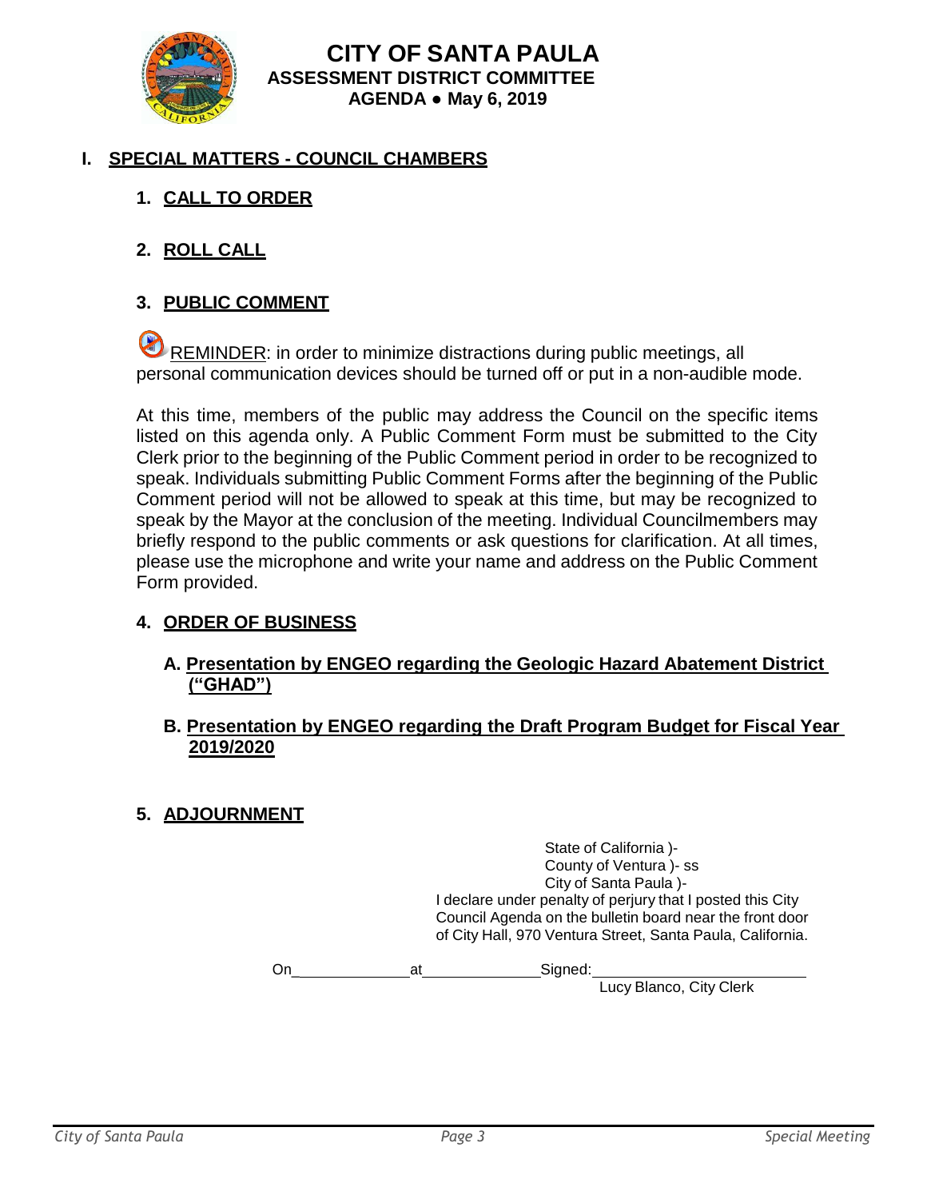# CITY OF SANTA PAULA
## ASSESSMENT DISTRICT COMMITTEE
### AGENDA ● May 6, 2019

## I. SPECIAL MATTERS - COUNCIL CHAMBERS

### 1. CALL TO ORDER

### 2. ROLL CALL

### 3. PUBLIC COMMENT

REMINDER: in order to minimize distractions during public meetings, all personal communication devices should be turned off or put in a non-audible mode.

At this time, members of the public may address the Council on the specific items listed on this agenda only. A Public Comment Form must be submitted to the City Clerk prior to the beginning of the Public Comment period in order to be recognized to speak. Individuals submitting Public Comment Forms after the beginning of the Public Comment period will not be allowed to speak at this time, but may be recognized to speak by the Mayor at the conclusion of the meeting. Individual Councilmembers may briefly respond to the public comments or ask questions for clarification. At all times, please use the microphone and write your name and address on the Public Comment Form provided.

### 4. ORDER OF BUSINESS

**A. Presentation by ENGEO regarding the Geologic Hazard Abatement District ("GHAD")**

**B. Presentation by ENGEO regarding the Draft Program Budget for Fiscal Year 2019/2020**

### 5. ADJOURNMENT

State of California )-
County of Ventura )- ss
City of Santa Paula )-
I declare under penalty of perjury that I posted this City Council Agenda on the bulletin board near the front door of City Hall, 970 Ventura Street, Santa Paula, California.

On______________ at______________ Signed:______________________
Lucy Blanco, City Clerk